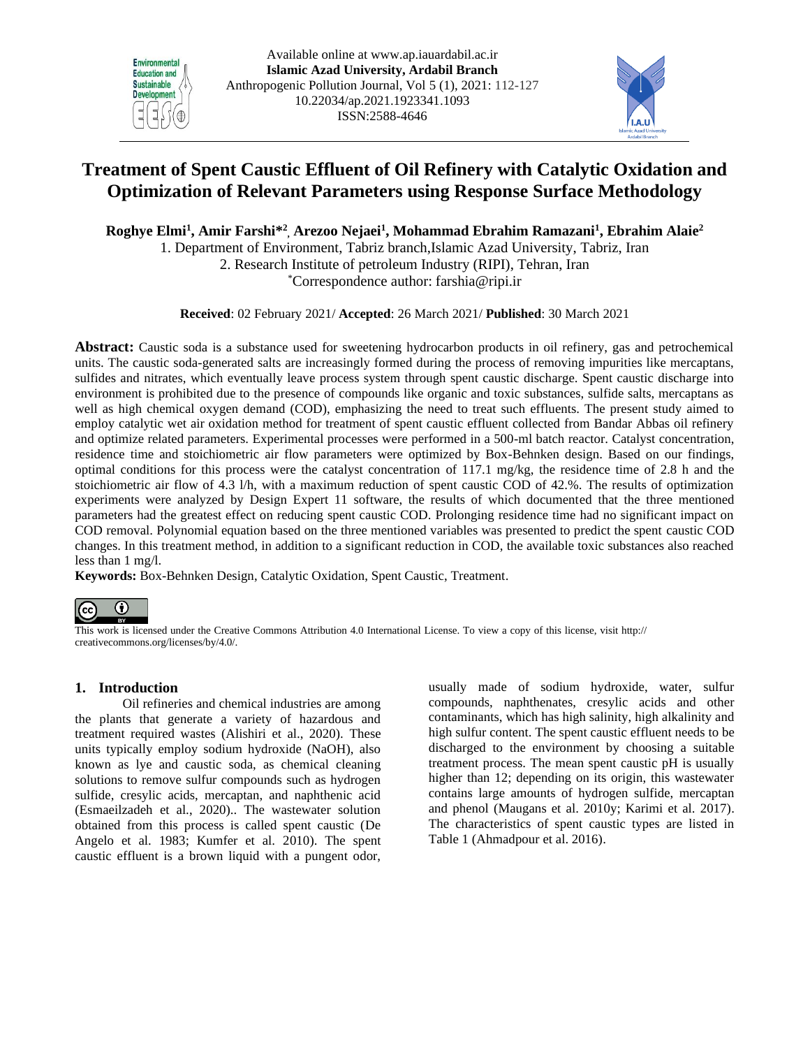# Treatment of Spent Caustic Effluent of Oil Refinery with Catalytic Oxidation and Optimization of Relevant Parameters using Response Surface Methodology

**Roghye Elmi[1], Amir Farshi*[2], Arezoo Nejaei[1], Mohammad Ebrahim Ramazani[1], Ebrahim Alaie[2]**

1. Department of Environment, Tabriz branch,Islamic Azad University, Tabriz, Iran
2. Research Institute of petroleum Industry (RIPI), Tehran, Iran

*Correspondence author: farshia@ripi.ir

**Received**: 02 February 2021/ **Accepted**: 26 March 2021/ **Published**: 30 March 2021

**Abstract:** Caustic soda is a substance used for sweetening hydrocarbon products in oil refinery, gas and petrochemical units. The caustic soda-generated salts are increasingly formed during the process of removing impurities like mercaptans, sulfides and nitrates, which eventually leave process system through spent caustic discharge. Spent caustic discharge into environment is prohibited due to the presence of compounds like organic and toxic substances, sulfide salts, mercaptans as well as high chemical oxygen demand (COD), emphasizing the need to treat such effluents. The present study aimed to employ catalytic wet air oxidation method for treatment of spent caustic effluent collected from Bandar Abbas oil refinery and optimize related parameters. Experimental processes were performed in a 500-ml batch reactor. Catalyst concentration, residence time and stoichiometric air flow parameters were optimized by Box-Behnken design. Based on our findings, optimal conditions for this process were the catalyst concentration of 117.1 mg/kg, the residence time of 2.8 h and the stoichiometric air flow of 4.3 l/h, with a maximum reduction of spent caustic COD of 42.%. The results of optimization experiments were analyzed by Design Expert 11 software, the results of which documented that the three mentioned parameters had the greatest effect on reducing spent caustic COD. Prolonging residence time had no significant impact on COD removal. Polynomial equation based on the three mentioned variables was presented to predict the spent caustic COD changes. In this treatment method, in addition to a significant reduction in COD, the available toxic substances also reached less than 1 mg/l.

**Keywords:** Box-Behnken Design, Catalytic Oxidation, Spent Caustic, Treatment.

This work is licensed under the Creative Commons Attribution 4.0 International License. To view a copy of this license, visit http:// creativecommons.org/licenses/by/4.0/.

## 1. Introduction

Oil refineries and chemical industries are among the plants that generate a variety of hazardous and treatment required wastes (Alishiri et al., 2020). These units typically employ sodium hydroxide (NaOH), also known as lye and caustic soda, as chemical cleaning solutions to remove sulfur compounds such as hydrogen sulfide, cresylic acids, mercaptan, and naphthenic acid (Esmaeilzadeh et al., 2020).. The wastewater solution obtained from this process is called spent caustic (De Angelo et al. 1983; Kumfer et al. 2010). The spent caustic effluent is a brown liquid with a pungent odor, usually made of sodium hydroxide, water, sulfur compounds, naphthenates, cresylic acids and other contaminants, which has high salinity, high alkalinity and high sulfur content. The spent caustic effluent needs to be discharged to the environment by choosing a suitable treatment process. The mean spent caustic pH is usually higher than 12; depending on its origin, this wastewater contains large amounts of hydrogen sulfide, mercaptan and phenol (Maugans et al. 2010y; Karimi et al. 2017). The characteristics of spent caustic types are listed in Table 1 (Ahmadpour et al. 2016).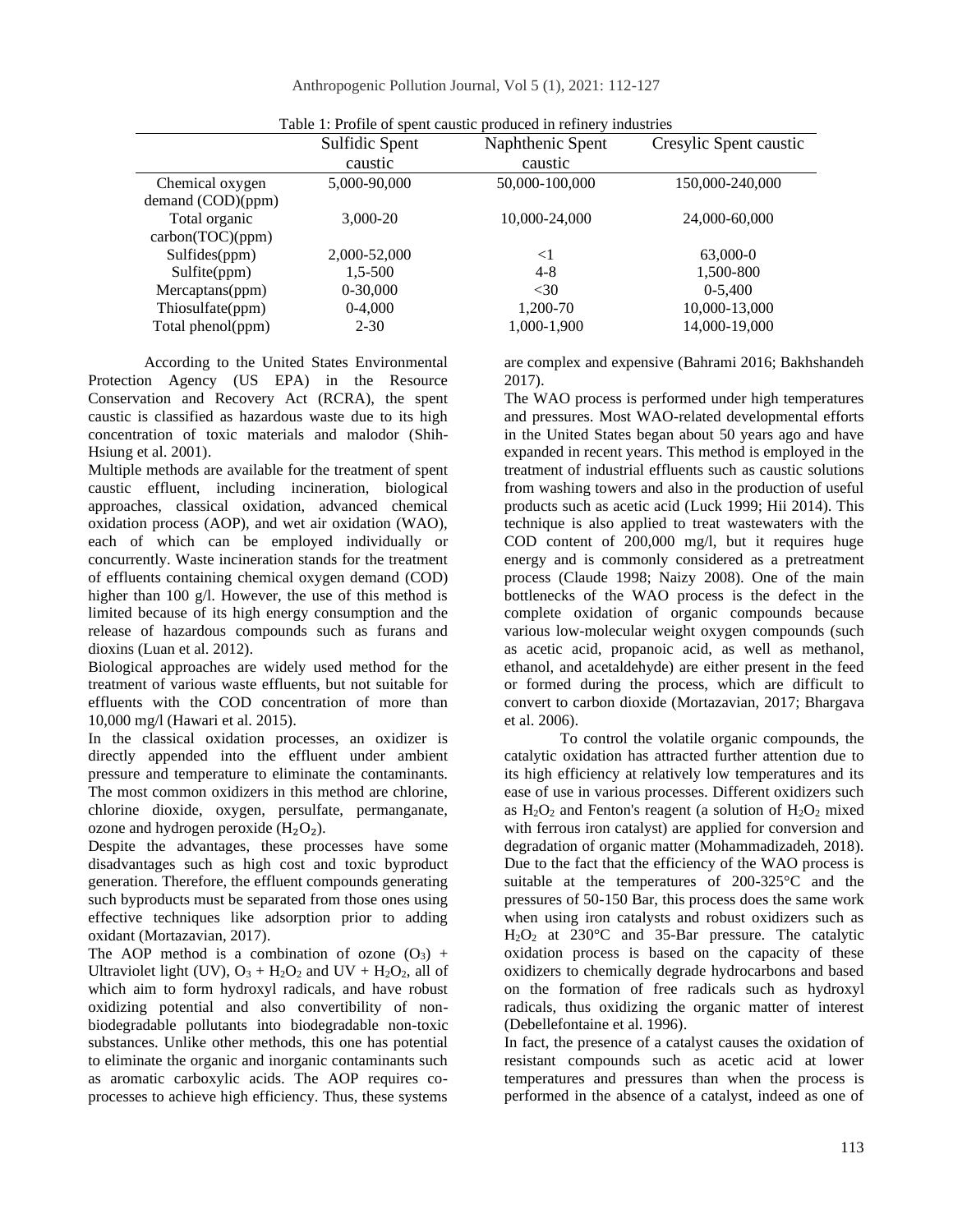Table 1: Profile of spent caustic produced in refinery industries

| | Sulfidic Spent caustic | Naphthenic Spent caustic | Cresylic Spent caustic |
|---|---|---|---|
| Chemical oxygen demand (COD)(ppm) | 5,000-90,000 | 50,000-100,000 | 150,000-240,000 |
| Total organic carbon(TOC)(ppm) | 3,000-20 | 10,000-24,000 | 24,000-60,000 |
| Sulfides(ppm) | 2,000-52,000 | <1 | 63,000-0 |
| Sulfite(ppm) | 1,5-500 | 4-8 | 1,500-800 |
| Mercaptans(ppm) | 0-30,000 | <30 | 0-5,400 |
| Thiosulfate(ppm) | 0-4,000 | 1,200-70 | 10,000-13,000 |
| Total phenol(ppm) | 2-30 | 1,000-1,900 | 14,000-19,000 |

According to the United States Environmental Protection Agency (US EPA) in the Resource Conservation and Recovery Act (RCRA), the spent caustic is classified as hazardous waste due to its high concentration of toxic materials and malodor (Shih-Hsiung et al. 2001).

Multiple methods are available for the treatment of spent caustic effluent, including incineration, biological approaches, classical oxidation, advanced chemical oxidation process (AOP), and wet air oxidation (WAO), each of which can be employed individually or concurrently. Waste incineration stands for the treatment of effluents containing chemical oxygen demand (COD) higher than 100 g/l. However, the use of this method is limited because of its high energy consumption and the release of hazardous compounds such as furans and dioxins (Luan et al. 2012).

Biological approaches are widely used method for the treatment of various waste effluents, but not suitable for effluents with the COD concentration of more than 10,000 mg/l (Hawari et al. 2015).

In the classical oxidation processes, an oxidizer is directly appended into the effluent under ambient pressure and temperature to eliminate the contaminants. The most common oxidizers in this method are chlorine, chlorine dioxide, oxygen, persulfate, permanganate, ozone and hydrogen peroxide ($H_2O_2$).

Despite the advantages, these processes have some disadvantages such as high cost and toxic byproduct generation. Therefore, the effluent compounds generating such byproducts must be separated from those ones using effective techniques like adsorption prior to adding oxidant (Mortazavian, 2017).

The AOP method is a combination of ozone ($O_3$) + Ultraviolet light (UV), $O_3$ + $H_2O_2$ and UV + $H_2O_2$, all of which aim to form hydroxyl radicals, and have robust oxidizing potential and also convertibility of non-biodegradable pollutants into biodegradable non-toxic substances. Unlike other methods, this one has potential to eliminate the organic and inorganic contaminants such as aromatic carboxylic acids. The AOP requires co-processes to achieve high efficiency. Thus, these systems are complex and expensive (Bahrami 2016; Bakhshandeh 2017).

The WAO process is performed under high temperatures and pressures. Most WAO-related developmental efforts in the United States began about 50 years ago and have expanded in recent years. This method is employed in the treatment of industrial effluents such as caustic solutions from washing towers and also in the production of useful products such as acetic acid (Luck 1999; Hii 2014). This technique is also applied to treat wastewaters with the COD content of 200,000 mg/l, but it requires huge energy and is commonly considered as a pretreatment process (Claude 1998; Naizy 2008). One of the main bottlenecks of the WAO process is the defect in the complete oxidation of organic compounds because various low-molecular weight oxygen compounds (such as acetic acid, propanoic acid, as well as methanol, ethanol, and acetaldehyde) are either present in the feed or formed during the process, which are difficult to convert to carbon dioxide (Mortazavian, 2017; Bhargava et al. 2006).

To control the volatile organic compounds, the catalytic oxidation has attracted further attention due to its high efficiency at relatively low temperatures and its ease of use in various processes. Different oxidizers such as $H_2O_2$ and Fenton's reagent (a solution of $H_2O_2$ mixed with ferrous iron catalyst) are applied for conversion and degradation of organic matter (Mohammadizadeh, 2018). Due to the fact that the efficiency of the WAO process is suitable at the temperatures of 200-325°C and the pressures of 50-150 Bar, this process does the same work when using iron catalysts and robust oxidizers such as $H_2O_2$ at 230°C and 35-Bar pressure. The catalytic oxidation process is based on the capacity of these oxidizers to chemically degrade hydrocarbons and based on the formation of free radicals such as hydroxyl radicals, thus oxidizing the organic matter of interest (Debellefontaine et al. 1996).

In fact, the presence of a catalyst causes the oxidation of resistant compounds such as acetic acid at lower temperatures and pressures than when the process is performed in the absence of a catalyst, indeed as one of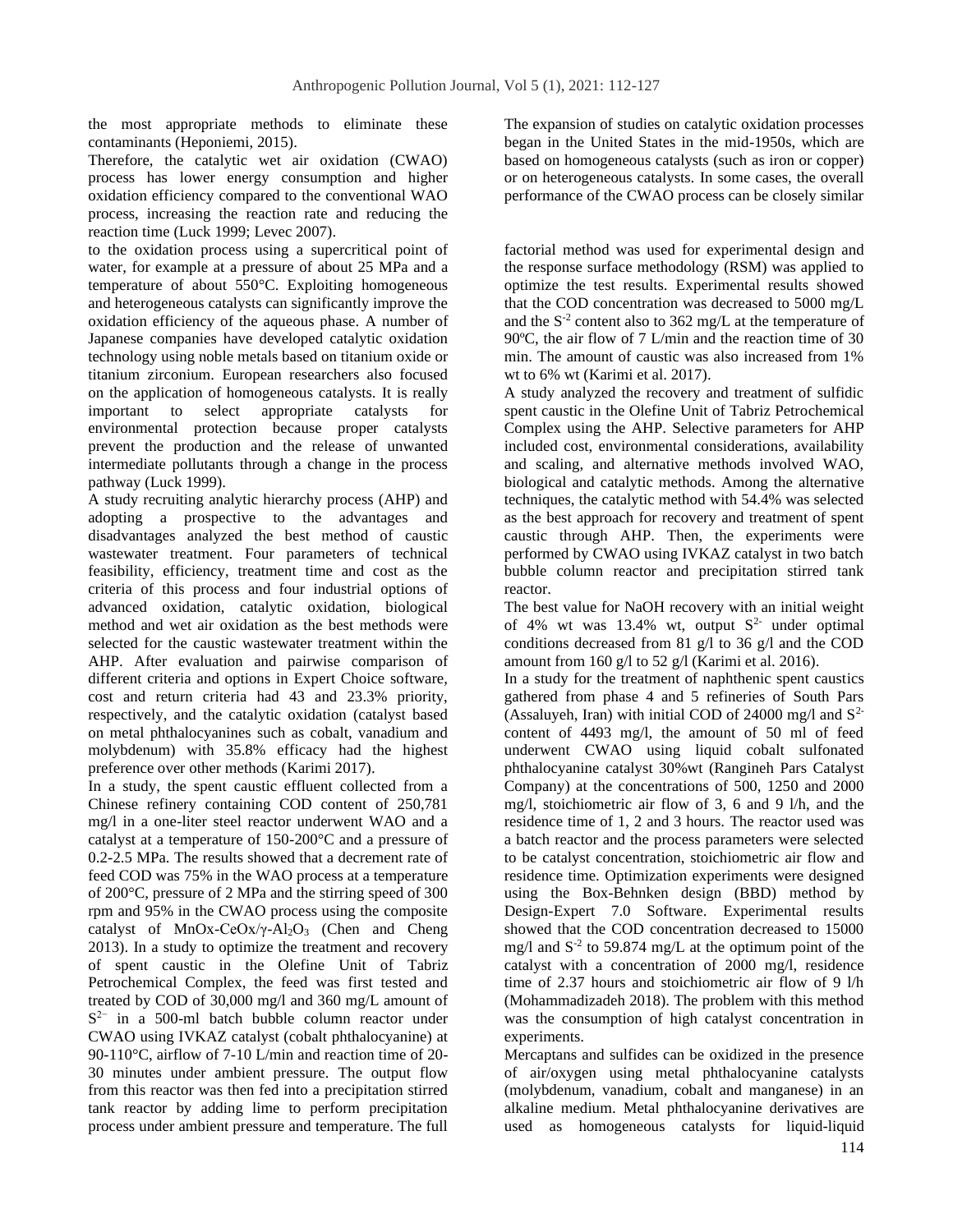the most appropriate methods to eliminate these contaminants (Heponiemi, 2015).

Therefore, the catalytic wet air oxidation (CWAO) process has lower energy consumption and higher oxidation efficiency compared to the conventional WAO process, increasing the reaction rate and reducing the reaction time (Luck 1999; Levec 2007).

The expansion of studies on catalytic oxidation processes began in the United States in the mid-1950s, which are based on homogeneous catalysts (such as iron or copper) or on heterogeneous catalysts. In some cases, the overall performance of the CWAO process can be closely similar to the oxidation process using a supercritical point of water, for example at a pressure of about 25 MPa and a temperature of about 550°C. Exploiting homogeneous and heterogeneous catalysts can significantly improve the oxidation efficiency of the aqueous phase. A number of Japanese companies have developed catalytic oxidation technology using noble metals based on titanium oxide or titanium zirconium. European researchers also focused on the application of homogeneous catalysts. It is really important to select appropriate catalysts for environmental protection because proper catalysts prevent the production and the release of unwanted intermediate pollutants through a change in the process pathway (Luck 1999).

A study recruiting analytic hierarchy process (AHP) and adopting a prospective to the advantages and disadvantages analyzed the best method of caustic wastewater treatment. Four parameters of technical feasibility, efficiency, treatment time and cost as the criteria of this process and four industrial options of advanced oxidation, catalytic oxidation, biological method and wet air oxidation as the best methods were selected for the caustic wastewater treatment within the AHP. After evaluation and pairwise comparison of different criteria and options in Expert Choice software, cost and return criteria had 43 and 23.3% priority, respectively, and the catalytic oxidation (catalyst based on metal phthalocyanines such as cobalt, vanadium and molybdenum) with 35.8% efficacy had the highest preference over other methods (Karimi 2017).

In a study, the spent caustic effluent collected from a Chinese refinery containing COD content of 250,781 mg/l in a one-liter steel reactor underwent WAO and a catalyst at a temperature of 150-200°C and a pressure of 0.2-2.5 MPa. The results showed that a decrement rate of feed COD was 75% in the WAO process at a temperature of 200°C, pressure of 2 MPa and the stirring speed of 300 rpm and 95% in the CWAO process using the composite catalyst of MnOx-CeOx/γ-$Al_2O_3$ (Chen and Cheng 2013). In a study to optimize the treatment and recovery of spent caustic in the Olefine Unit of Tabriz Petrochemical Complex, the feed was first tested and treated by COD of 30,000 mg/l and 360 mg/L amount of $S^{2-}$ in a 500-ml batch bubble column reactor under CWAO using IVKAZ catalyst (cobalt phthalocyanine) at 90-110°C, airflow of 7-10 L/min and reaction time of 20-30 minutes under ambient pressure. The output flow from this reactor was then fed into a precipitation stirred tank reactor by adding lime to perform precipitation process under ambient pressure and temperature. The full factorial method was used for experimental design and the response surface methodology (RSM) was applied to optimize the test results. Experimental results showed that the COD concentration was decreased to 5000 mg/L and the $S^{-2}$ content also to 362 mg/L at the temperature of 90ºC, the air flow of 7 L/min and the reaction time of 30 min. The amount of caustic was also increased from 1% wt to 6% wt (Karimi et al. 2017).

A study analyzed the recovery and treatment of sulfidic spent caustic in the Olefine Unit of Tabriz Petrochemical Complex using the AHP. Selective parameters for AHP included cost, environmental considerations, availability and scaling, and alternative methods involved WAO, biological and catalytic methods. Among the alternative techniques, the catalytic method with 54.4% was selected as the best approach for recovery and treatment of spent caustic through AHP. Then, the experiments were performed by CWAO using IVKAZ catalyst in two batch bubble column reactor and precipitation stirred tank reactor.

The best value for NaOH recovery with an initial weight of 4% wt was 13.4% wt, output $S^{2-}$ under optimal conditions decreased from 81 g/l to 36 g/l and the COD amount from 160 g/l to 52 g/l (Karimi et al. 2016).

In a study for the treatment of naphthenic spent caustics gathered from phase 4 and 5 refineries of South Pars (Assaluyeh, Iran) with initial COD of 24000 mg/l and $S^{2-}$ content of 4493 mg/l, the amount of 50 ml of feed underwent CWAO using liquid cobalt sulfonated phthalocyanine catalyst 30%wt (Rangineh Pars Catalyst Company) at the concentrations of 500, 1250 and 2000 mg/l, stoichiometric air flow of 3, 6 and 9 l/h, and the residence time of 1, 2 and 3 hours. The reactor used was a batch reactor and the process parameters were selected to be catalyst concentration, stoichiometric air flow and residence time. Optimization experiments were designed using the Box-Behnken design (BBD) method by Design-Expert 7.0 Software. Experimental results showed that the COD concentration decreased to 15000 mg/l and $S^{-2}$ to 59.874 mg/L at the optimum point of the catalyst with a concentration of 2000 mg/l, residence time of 2.37 hours and stoichiometric air flow of 9 l/h (Mohammadizadeh 2018). The problem with this method was the consumption of high catalyst concentration in experiments.

Mercaptans and sulfides can be oxidized in the presence of air/oxygen using metal phthalocyanine catalysts (molybdenum, vanadium, cobalt and manganese) in an alkaline medium. Metal phthalocyanine derivatives are used as homogeneous catalysts for liquid-liquid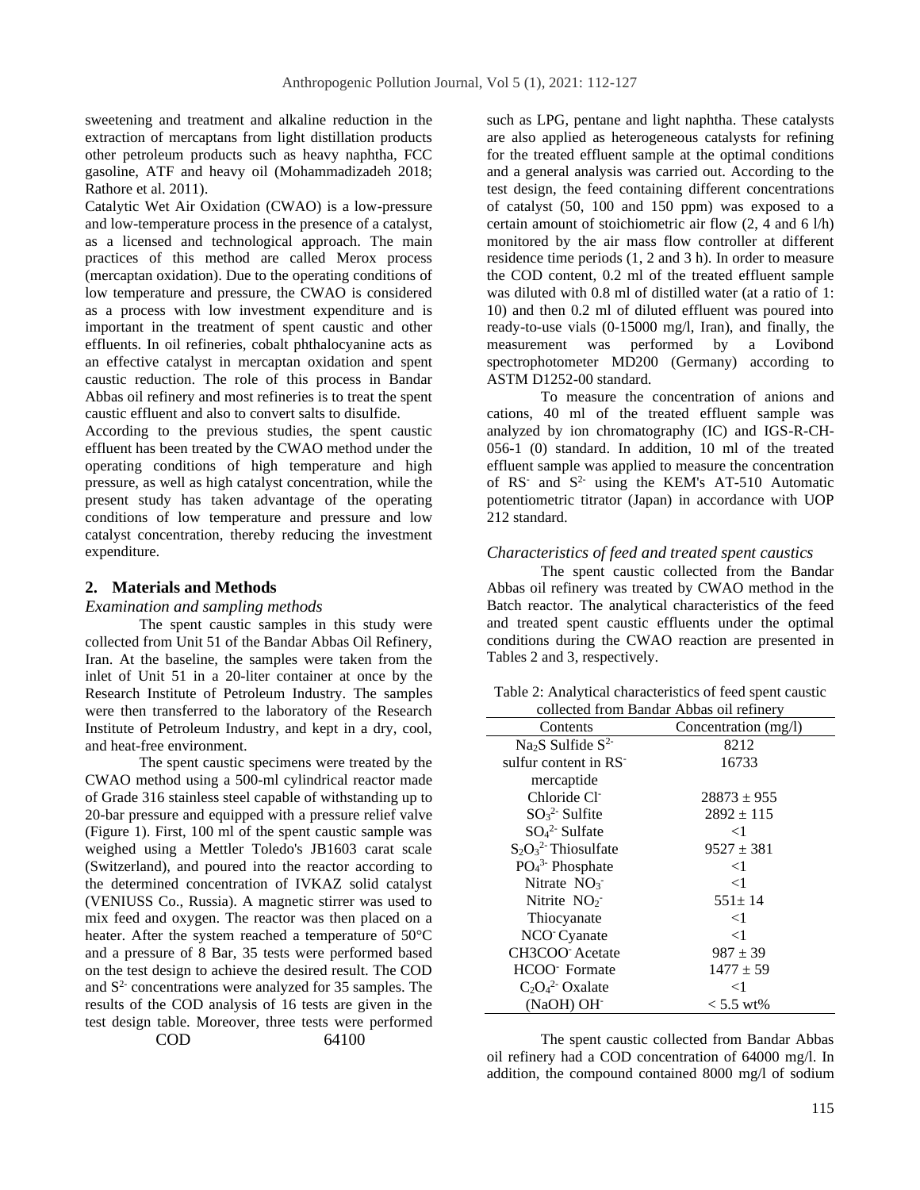sweetening and treatment and alkaline reduction in the extraction of mercaptans from light distillation products other petroleum products such as heavy naphtha, FCC gasoline, ATF and heavy oil (Mohammadizadeh 2018; Rathore et al. 2011).

Catalytic Wet Air Oxidation (CWAO) is a low-pressure and low-temperature process in the presence of a catalyst, as a licensed and technological approach. The main practices of this method are called Merox process (mercaptan oxidation). Due to the operating conditions of low temperature and pressure, the CWAO is considered as a process with low investment expenditure and is important in the treatment of spent caustic and other effluents. In oil refineries, cobalt phthalocyanine acts as an effective catalyst in mercaptan oxidation and spent caustic reduction. The role of this process in Bandar Abbas oil refinery and most refineries is to treat the spent caustic effluent and also to convert salts to disulfide.

According to the previous studies, the spent caustic effluent has been treated by the CWAO method under the operating conditions of high temperature and high pressure, as well as high catalyst concentration, while the present study has taken advantage of the operating conditions of low temperature and pressure and low catalyst concentration, thereby reducing the investment expenditure.

## 2. Materials and Methods

### *Examination and sampling methods*

The spent caustic samples in this study were collected from Unit 51 of the Bandar Abbas Oil Refinery, Iran. At the baseline, the samples were taken from the inlet of Unit 51 in a 20-liter container at once by the Research Institute of Petroleum Industry. The samples were then transferred to the laboratory of the Research Institute of Petroleum Industry, and kept in a dry, cool, and heat-free environment.

The spent caustic specimens were treated by the CWAO method using a 500-ml cylindrical reactor made of Grade 316 stainless steel capable of withstanding up to 20-bar pressure and equipped with a pressure relief valve (Figure 1). First, 100 ml of the spent caustic sample was weighed using a Mettler Toledo's JB1603 carat scale (Switzerland), and poured into the reactor according to the determined concentration of IVKAZ solid catalyst (VENIUSS Co., Russia). A magnetic stirrer was used to mix feed and oxygen. The reactor was then placed on a heater. After the system reached a temperature of 50°C and a pressure of 8 Bar, 35 tests were performed based on the test design to achieve the desired result. The COD and $S^{2-}$ concentrations were analyzed for 35 samples. The results of the COD analysis of 16 tests are given in the test design table. Moreover, three tests were performed such as LPG, pentane and light naphtha. These catalysts are also applied as heterogeneous catalysts for refining for the treated effluent sample at the optimal conditions and a general analysis was carried out. According to the test design, the feed containing different concentrations of catalyst (50, 100 and 150 ppm) was exposed to a certain amount of stoichiometric air flow (2, 4 and 6 l/h) monitored by the air mass flow controller at different residence time periods (1, 2 and 3 h). In order to measure the COD content, 0.2 ml of the treated effluent sample was diluted with 0.8 ml of distilled water (at a ratio of 1: 10) and then 0.2 ml of diluted effluent was poured into ready-to-use vials (0-15000 mg/l, Iran), and finally, the measurement was performed by a Lovibond spectrophotometer MD200 (Germany) according to ASTM D1252-00 standard.

To measure the concentration of anions and cations, 40 ml of the treated effluent sample was analyzed by ion chromatography (IC) and IGS-R-CH-056-1 (0) standard. In addition, 10 ml of the treated effluent sample was applied to measure the concentration of $RS^-$ and $S^{2-}$ using the KEM's AT-510 Automatic potentiometric titrator (Japan) in accordance with UOP 212 standard.

### *Characteristics of feed and treated spent caustics*

The spent caustic collected from the Bandar Abbas oil refinery was treated by CWAO method in the Batch reactor. The analytical characteristics of the feed and treated spent caustic effluents under the optimal conditions during the CWAO reaction are presented in Tables 2 and 3, respectively.

Table 2: Analytical characteristics of feed spent caustic collected from Bandar Abbas oil refinery

| Contents | Concentration (mg/l) |
|---|---|
| $Na_2S$ Sulfide $S^{2-}$ | 8212 |
| sulfur content in $RS^-$ mercaptide | 16733 |
| Chloride $Cl^-$ | 28873 ± 955 |
| $SO_3^{2-}$ Sulfite | 2892 ± 115 |
| $SO_4^{2-}$ Sulfate | <1 |
| $S_2O_3^{2-}$ Thiosulfate | 9527 ± 381 |
| $PO_4^{3-}$ Phosphate | <1 |
| Nitrate $NO_3^-$ | <1 |
| Nitrite $NO_2^-$ | 551± 14 |
| Thiocyanate | <1 |
| $NCO^-$ Cyanate | <1 |
| $CH3COO^-$ Acetate | 987 ± 39 |
| $HCOO^-$ Formate | 1477 ± 59 |
| $C_2O_4^{2-}$ Oxalate | <1 |
| (NaOH) $OH^-$ | < 5.5 wt% |
| COD | 64100 |

The spent caustic collected from Bandar Abbas oil refinery had a COD concentration of 64000 mg/l. In addition, the compound contained 8000 mg/l of sodium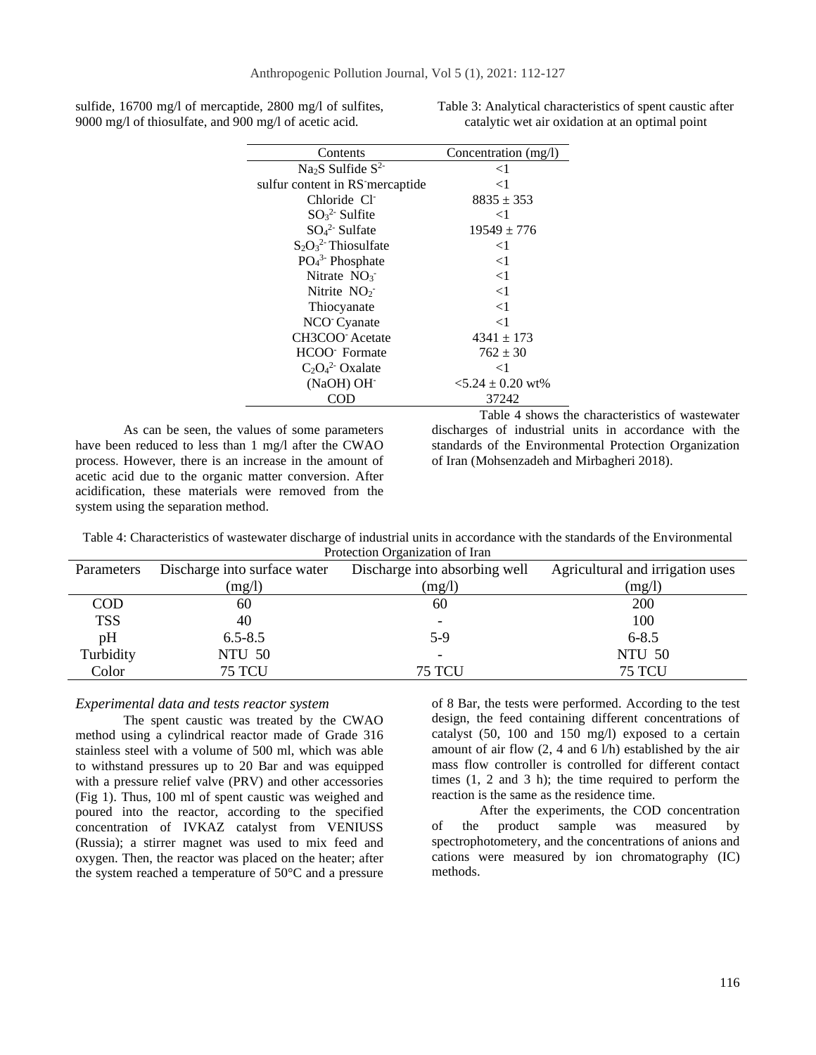sulfide, 16700 mg/l of mercaptide, 2800 mg/l of sulfites, 9000 mg/l of thiosulfate, and 900 mg/l of acetic acid.

Table 3: Analytical characteristics of spent caustic after catalytic wet air oxidation at an optimal point

| Contents | Concentration (mg/l) |
|---|---|
| $Na_2S$ Sulfide $S^{2-}$ | <1 |
| sulfur content in $RS^-$mercaptide | <1 |
| Chloride $Cl^-$ | 8835 ± 353 |
| $SO_3^{2-}$ Sulfite | <1 |
| $SO_4^{2-}$ Sulfate | 19549 ± 776 |
| $S_2O_3^{2-}$ Thiosulfate | <1 |
| $PO_4^{3-}$ Phosphate | <1 |
| Nitrate $NO_3^-$ | <1 |
| Nitrite $NO_2^-$ | <1 |
| Thiocyanate | <1 |
| $NCO^-$ Cyanate | <1 |
| $CH3COO^-$ Acetate | 4341 ± 173 |
| $HCOO^-$ Formate | 762 ± 30 |
| $C_2O_4^{2-}$ Oxalate | <1 |
| (NaOH) $OH^-$ | <5.24 ± 0.20 wt% |
| COD | 37242 |

As can be seen, the values of some parameters have been reduced to less than 1 mg/l after the CWAO process. However, there is an increase in the amount of acetic acid due to the organic matter conversion. After acidification, these materials were removed from the system using the separation method.

Table 4 shows the characteristics of wastewater discharges of industrial units in accordance with the standards of the Environmental Protection Organization of Iran (Mohsenzadeh and Mirbagheri 2018).

Table 4: Characteristics of wastewater discharge of industrial units in accordance with the standards of the Environmental Protection Organization of Iran

| Parameters | Discharge into surface water (mg/l) | Discharge into absorbing well (mg/l) | Agricultural and irrigation uses (mg/l) |
|---|---|---|---|
| COD | 60 | 60 | 200 |
| TSS | 40 | - | 100 |
| pH | 6.5-8.5 | 5-9 | 6-8.5 |
| Turbidity | NTU 50 | - | NTU 50 |
| Color | 75 TCU | 75 TCU | 75 TCU |

### *Experimental data and tests reactor system*

The spent caustic was treated by the CWAO method using a cylindrical reactor made of Grade 316 stainless steel with a volume of 500 ml, which was able to withstand pressures up to 20 Bar and was equipped with a pressure relief valve (PRV) and other accessories (Fig 1). Thus, 100 ml of spent caustic was weighed and poured into the reactor, according to the specified concentration of IVKAZ catalyst from VENIUSS (Russia); a stirrer magnet was used to mix feed and oxygen. Then, the reactor was placed on the heater; after the system reached a temperature of 50°C and a pressure of 8 Bar, the tests were performed. According to the test design, the feed containing different concentrations of catalyst (50, 100 and 150 mg/l) exposed to a certain amount of air flow (2, 4 and 6 l/h) established by the air mass flow controller is controlled for different contact times (1, 2 and 3 h); the time required to perform the reaction is the same as the residence time.

After the experiments, the COD concentration of the product sample was measured by spectrophotometery, and the concentrations of anions and cations were measured by ion chromatography (IC) methods.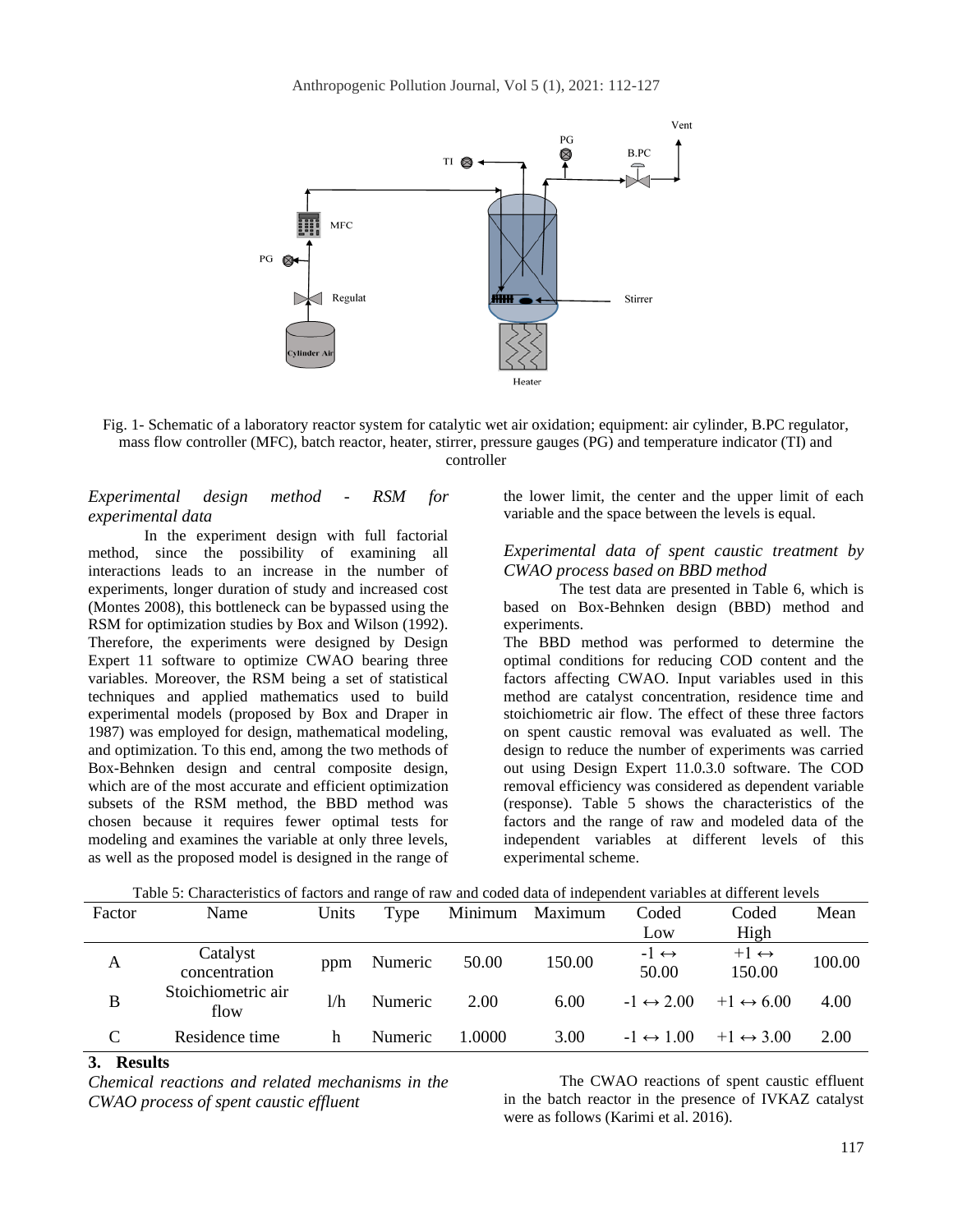Vent

PG

B.PC

TI

MFC

PG

Regulat

Stirrer

Cylinder Air

Heater

Fig. 1- Schematic of a laboratory reactor system for catalytic wet air oxidation; equipment: air cylinder, B.PC regulator, mass flow controller (MFC), batch reactor, heater, stirrer, pressure gauges (PG) and temperature indicator (TI) and controller

### *Experimental design method - RSM for experimental data*

In the experiment design with full factorial method, since the possibility of examining all interactions leads to an increase in the number of experiments, longer duration of study and increased cost (Montes 2008), this bottleneck can be bypassed using the RSM for optimization studies by Box and Wilson (1992). Therefore, the experiments were designed by Design Expert 11 software to optimize CWAO bearing three variables. Moreover, the RSM being a set of statistical techniques and applied mathematics used to build experimental models (proposed by Box and Draper in 1987) was employed for design, mathematical modeling, and optimization. To this end, among the two methods of Box-Behnken design and central composite design, which are of the most accurate and efficient optimization subsets of the RSM method, the BBD method was chosen because it requires fewer optimal tests for modeling and examines the variable at only three levels, as well as the proposed model is designed in the range of the lower limit, the center and the upper limit of each variable and the space between the levels is equal.

### *Experimental data of spent caustic treatment by CWAO process based on BBD method*

The test data are presented in Table 6, which is based on Box-Behnken design (BBD) method and experiments.

The BBD method was performed to determine the optimal conditions for reducing COD content and the factors affecting CWAO. Input variables used in this method are catalyst concentration, residence time and stoichiometric air flow. The effect of these three factors on spent caustic removal was evaluated as well. The design to reduce the number of experiments was carried out using Design Expert 11.0.3.0 software. The COD removal efficiency was considered as dependent variable (response). Table 5 shows the characteristics of the factors and the range of raw and modeled data of the independent variables at different levels of this experimental scheme.

Table 5: Characteristics of factors and range of raw and coded data of independent variables at different levels

| Factor | Name | Units | Type | Minimum | Maximum | Coded Low | Coded High | Mean |
|---|---|---|---|---|---|---|---|---|
| A | Catalyst concentration | ppm | Numeric | 50.00 | 150.00 | -1 ↔ 50.00 | +1 ↔ 150.00 | 100.00 |
| B | Stoichiometric air flow | l/h | Numeric | 2.00 | 6.00 | -1 ↔ 2.00 | +1 ↔ 6.00 | 4.00 |
| C | Residence time | h | Numeric | 1.0000 | 3.00 | -1 ↔ 1.00 | +1 ↔ 3.00 | 2.00 |

## 3. Results

### *Chemical reactions and related mechanisms in the CWAO process of spent caustic effluent*

The CWAO reactions of spent caustic effluent in the batch reactor in the presence of IVKAZ catalyst were as follows (Karimi et al. 2016).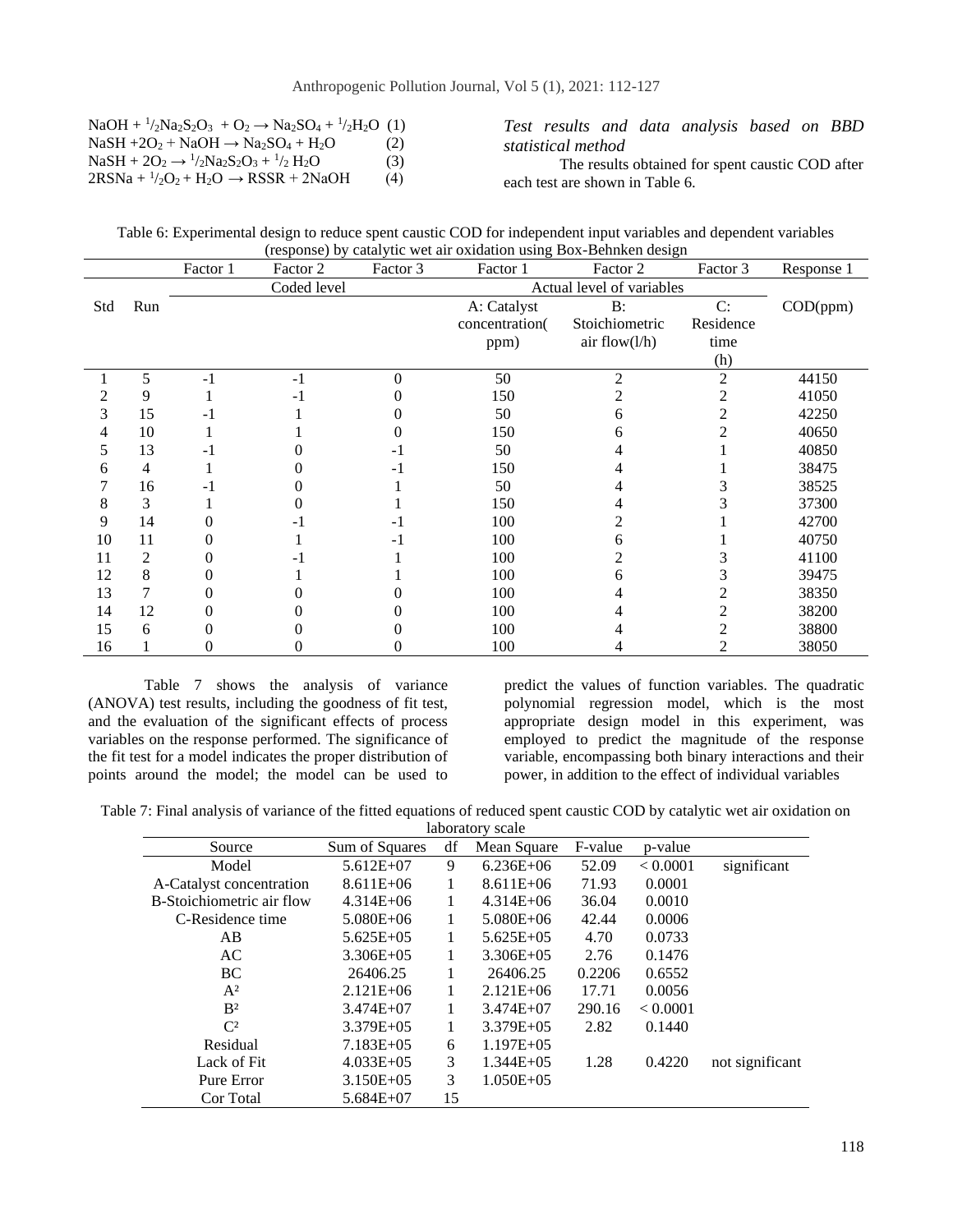$$NaOH + \frac{1}{2}Na_2S_2O_3 + O_2 \rightarrow Na_2SO_4 + \frac{1}{2}H_2O \quad (1)$$

$$NaSH + 2O_2 + NaOH \rightarrow Na_2SO_4 + H_2O \quad (2)$$

$$NaSH + 2O_2 \rightarrow \frac{1}{2}Na_2S_2O_3 + \frac{1}{2}H_2O \quad (3)$$

$$2RSNa + \frac{1}{2}O_2 + H_2O \rightarrow RSSR + 2NaOH \quad (4)$$

*Test results and data analysis based on BBD statistical method*

The results obtained for spent caustic COD after each test are shown in Table 6.

Table 6: Experimental design to reduce spent caustic COD for independent input variables and dependent variables (response) by catalytic wet air oxidation using Box-Behnken design

| | | Factor 1 | Factor 2 | Factor 3 | Factor 1 | Factor 2 | Factor 3 | Response 1 |
|---|---|---|---|---|---|---|---|---|
| | | Coded level | | | Actual level of variables | | | |
| Std | Run | | | | A: Catalyst concentration(ppm) | B: Stoichiometric air flow(l/h) | C: Residence time (h) | COD(ppm) |
| 1 | 5 | -1 | -1 | 0 | 50 | 2 | 2 | 44150 |
| 2 | 9 | 1 | -1 | 0 | 150 | 2 | 2 | 41050 |
| 3 | 15 | -1 | 1 | 0 | 50 | 6 | 2 | 42250 |
| 4 | 10 | 1 | 1 | 0 | 150 | 6 | 2 | 40650 |
| 5 | 13 | -1 | 0 | -1 | 50 | 4 | 1 | 40850 |
| 6 | 4 | 1 | 0 | -1 | 150 | 4 | 1 | 38475 |
| 7 | 16 | -1 | 0 | 1 | 50 | 4 | 3 | 38525 |
| 8 | 3 | 1 | 0 | 1 | 150 | 4 | 3 | 37300 |
| 9 | 14 | 0 | -1 | -1 | 100 | 2 | 1 | 42700 |
| 10 | 11 | 0 | 1 | -1 | 100 | 6 | 1 | 40750 |
| 11 | 2 | 0 | -1 | 1 | 100 | 2 | 3 | 41100 |
| 12 | 8 | 0 | 1 | 1 | 100 | 6 | 3 | 39475 |
| 13 | 7 | 0 | 0 | 0 | 100 | 4 | 2 | 38350 |
| 14 | 12 | 0 | 0 | 0 | 100 | 4 | 2 | 38200 |
| 15 | 6 | 0 | 0 | 0 | 100 | 4 | 2 | 38800 |
| 16 | 1 | 0 | 0 | 0 | 100 | 4 | 2 | 38050 |

Table 7 shows the analysis of variance (ANOVA) test results, including the goodness of fit test, and the evaluation of the significant effects of process variables on the response performed. The significance of the fit test for a model indicates the proper distribution of points around the model; the model can be used to predict the values of function variables. The quadratic polynomial regression model, which is the most appropriate design model in this experiment, was employed to predict the magnitude of the response variable, encompassing both binary interactions and their power, in addition to the effect of individual variables

Table 7: Final analysis of variance of the fitted equations of reduced spent caustic COD by catalytic wet air oxidation on laboratory scale

| Source | Sum of Squares | df | Mean Square | F-value | p-value | |
|---|---|---|---|---|---|---|
| Model | 5.612E+07 | 9 | 6.236E+06 | 52.09 | < 0.0001 | significant |
| A-Catalyst concentration | 8.611E+06 | 1 | 8.611E+06 | 71.93 | 0.0001 | |
| B-Stoichiometric air flow | 4.314E+06 | 1 | 4.314E+06 | 36.04 | 0.0010 | |
| C-Residence time | 5.080E+06 | 1 | 5.080E+06 | 42.44 | 0.0006 | |
| AB | 5.625E+05 | 1 | 5.625E+05 | 4.70 | 0.0733 | |
| AC | 3.306E+05 | 1 | 3.306E+05 | 2.76 | 0.1476 | |
| BC | 26406.25 | 1 | 26406.25 | 0.2206 | 0.6552 | |
| $A^2$ | 2.121E+06 | 1 | 2.121E+06 | 17.71 | 0.0056 | |
| $B^2$ | 3.474E+07 | 1 | 3.474E+07 | 290.16 | < 0.0001 | |
| $C^2$ | 3.379E+05 | 1 | 3.379E+05 | 2.82 | 0.1440 | |
| Residual | 7.183E+05 | 6 | 1.197E+05 | | | |
| Lack of Fit | 4.033E+05 | 3 | 1.344E+05 | 1.28 | 0.4220 | not significant |
| Pure Error | 3.150E+05 | 3 | 1.050E+05 | | | |
| Cor Total | 5.684E+07 | 15 | | | | |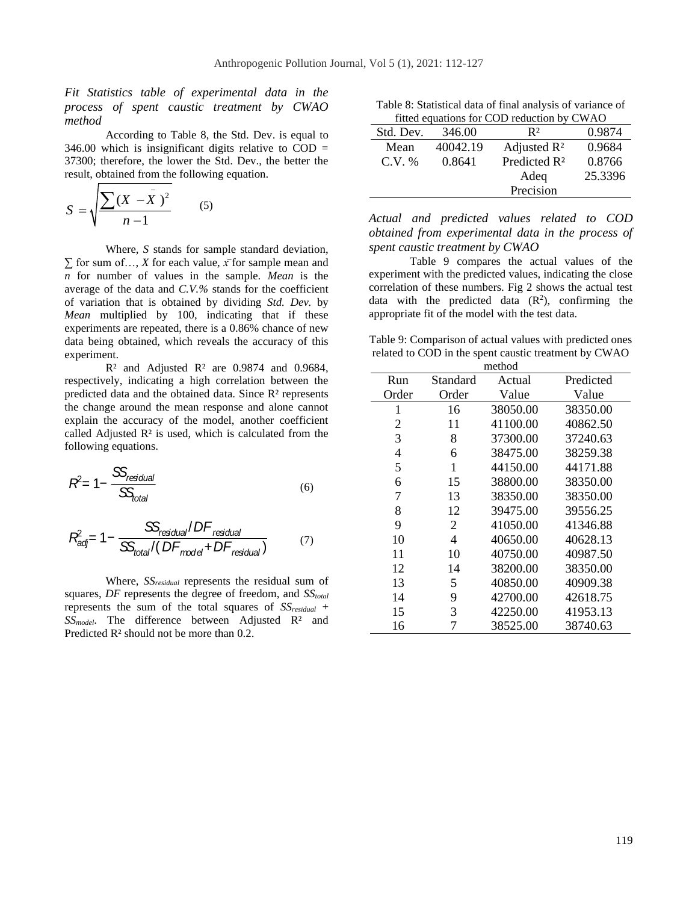### *Fit Statistics table of experimental data in the process of spent caustic treatment by CWAO method*

According to Table 8, the Std. Dev. is equal to 346.00 which is insignificant digits relative to COD = 37300; therefore, the lower the Std. Dev., the better the result, obtained from the following equation.

$$S = \sqrt{\frac{\sum (X - \bar{X})^2}{n - 1}} \qquad (5)$$

Where, *S* stands for sample standard deviation, ∑ for sum of…, *X* for each value, $\bar{x}$ for sample mean and *n* for number of values in the sample. *Mean* is the average of the data and *C.V.%* stands for the coefficient of variation that is obtained by dividing *Std. Dev.* by *Mean* multiplied by 100, indicating that if these experiments are repeated, there is a 0.86% chance of new data being obtained, which reveals the accuracy of this experiment.

$R^2$ and Adjusted $R^2$ are 0.9874 and 0.9684, respectively, indicating a high correlation between the predicted data and the obtained data. Since $R^2$ represents the change around the mean response and alone cannot explain the accuracy of the model, another coefficient called Adjusted $R^2$ is used, which is calculated from the following equations.

$$R^2 = 1 - \frac{SS_{residual}}{SS_{total}} \qquad (6)$$

$$R^2_{adj} = 1 - \frac{SS_{residual}/DF_{residual}}{SS_{total}/(DF_{model} + DF_{residual})} \qquad (7)$$

Where, $SS_{residual}$ represents the residual sum of squares, *DF* represents the degree of freedom, and $SS_{total}$ represents the sum of the total squares of $SS_{residual}$ + $SS_{model}$. The difference between Adjusted $R^2$ and Predicted $R^2$ should not be more than 0.2.

Table 8: Statistical data of final analysis of variance of fitted equations for COD reduction by CWAO

| | | | |
|---|---|---|---|
| Std. Dev. | 346.00 | $R^2$ | 0.9874 |
| Mean | 40042.19 | Adjusted $R^2$ | 0.9684 |
| C.V. % | 0.8641 | Predicted $R^2$ | 0.8766 |
| | | Adeq Precision | 25.3396 |

### *Actual and predicted values related to COD obtained from experimental data in the process of spent caustic treatment by CWAO*

Table 9 compares the actual values of the experiment with the predicted values, indicating the close correlation of these numbers. Fig 2 shows the actual test data with the predicted data ($R^2$), confirming the appropriate fit of the model with the test data.

Table 9: Comparison of actual values with predicted ones related to COD in the spent caustic treatment by CWAO method

| Run Order | Standard Order | Actual Value | Predicted Value |
|---|---|---|---|
| 1 | 16 | 38050.00 | 38350.00 |
| 2 | 11 | 41100.00 | 40862.50 |
| 3 | 8 | 37300.00 | 37240.63 |
| 4 | 6 | 38475.00 | 38259.38 |
| 5 | 1 | 44150.00 | 44171.88 |
| 6 | 15 | 38800.00 | 38350.00 |
| 7 | 13 | 38350.00 | 38350.00 |
| 8 | 12 | 39475.00 | 39556.25 |
| 9 | 2 | 41050.00 | 41346.88 |
| 10 | 4 | 40650.00 | 40628.13 |
| 11 | 10 | 40750.00 | 40987.50 |
| 12 | 14 | 38200.00 | 38350.00 |
| 13 | 5 | 40850.00 | 40909.38 |
| 14 | 9 | 42700.00 | 42618.75 |
| 15 | 3 | 42250.00 | 41953.13 |
| 16 | 7 | 38525.00 | 38740.63 |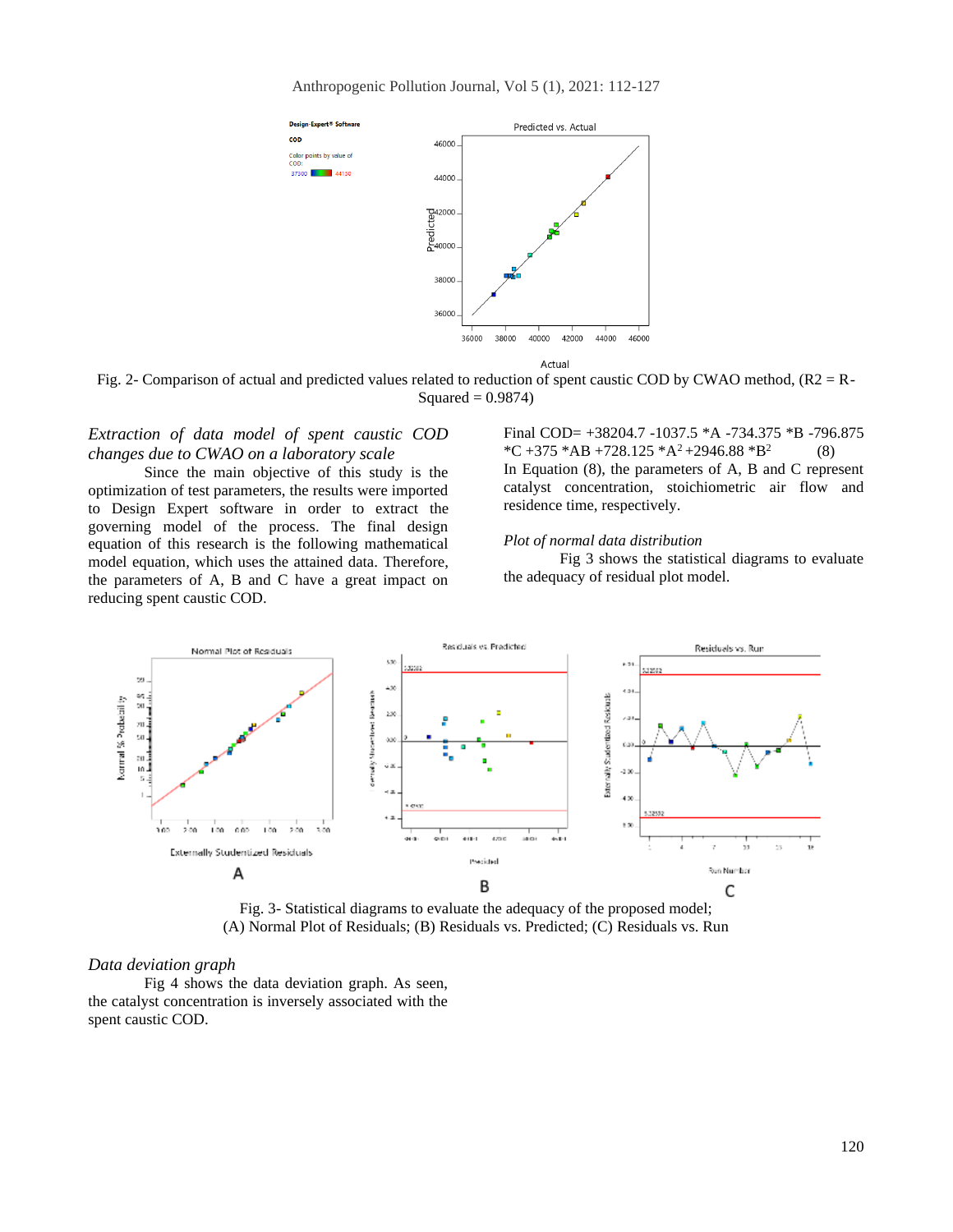Design-Expert® Software

COD

Color points by value of COD:

37300 44150

Predicted vs. Actual

Predicted

Actual

46000

44000

42000

40000

38000

36000

36000 38000 40000 42000 44000 46000

Fig. 2- Comparison of actual and predicted values related to reduction of spent caustic COD by CWAO method, (R2 = R-Squared = 0.9874)

*Extraction of data model of spent caustic COD changes due to CWAO on a laboratory scale*

Since the main objective of this study is the optimization of test parameters, the results were imported to Design Expert software in order to extract the governing model of the process. The final design equation of this research is the following mathematical model equation, which uses the attained data. Therefore, the parameters of A, B and C have a great impact on reducing spent caustic COD.

$$\text{Final COD} = +38204.7 - 1037.5 \cdot A - 734.375 \cdot B - 796.875 \cdot C + 375 \cdot AB + 728.125 \cdot A^2 + 2946.88 \cdot B^2 \quad (8)$$

In Equation (8), the parameters of A, B and C represent catalyst concentration, stoichiometric air flow and residence time, respectively.

*Plot of normal data distribution*

Fig 3 shows the statistical diagrams to evaluate the adequacy of residual plot model.

Normal Plot of Residuals

Residuals vs. Predicted

Residuals vs. Run

Externally Studentized Residuals

Predicted

Run Number

A

B

C

Fig. 3- Statistical diagrams to evaluate the adequacy of the proposed model;
(A) Normal Plot of Residuals; (B) Residuals vs. Predicted; (C) Residuals vs. Run

*Data deviation graph*

Fig 4 shows the data deviation graph. As seen, the catalyst concentration is inversely associated with the spent caustic COD.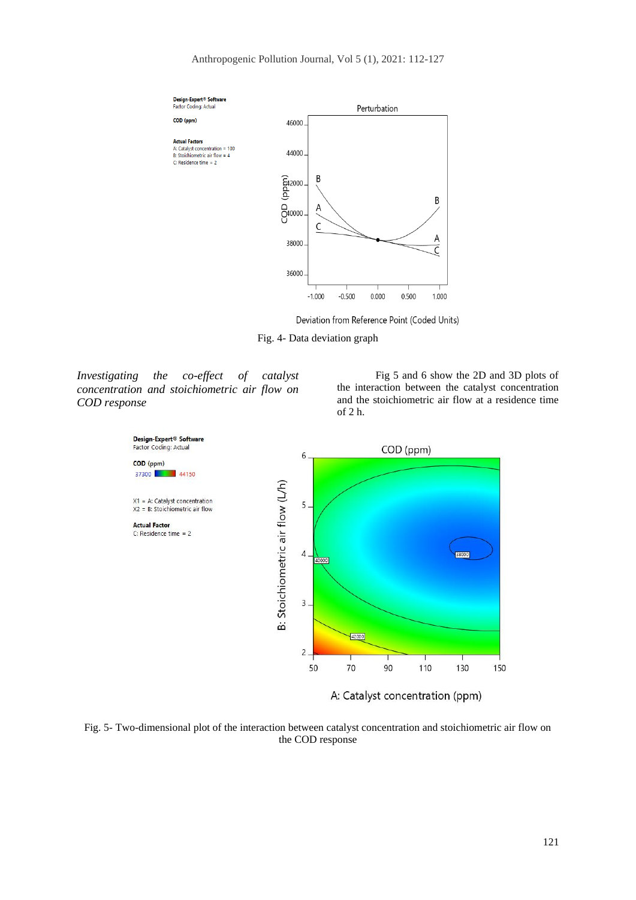Design-Expert® Software
Factor Coding: Actual

COD (ppm)

Actual Factors
A: Catalyst concentration = 100
B: Stoichiometric air flow = 4
C: Residence time = 2

Perturbation

COD (ppm)

46000
44000
42000
40000
38000
36000

-1.000
-0.500
0.000
0.500
1.000

Deviation from Reference Point (Coded Units)

Fig. 4- Data deviation graph

*Investigating the co-effect of catalyst concentration and stoichiometric air flow on COD response*

Fig 5 and 6 show the 2D and 3D plots of the interaction between the catalyst concentration and the stoichiometric air flow at a residence time of 2 h.

Design-Expert® Software
Factor Coding: Actual

COD (ppm)
37300
44150

X1 = A: Catalyst concentration
X2 = B: Stoichiometric air flow

Actual Factor
C: Residence time = 2

COD (ppm)

B: Stoichiometric air flow (L/h)

A: Catalyst concentration (ppm)

38000
40000
42000

50
70
90
110
130
150

2
3
4
5
6

Fig. 5- Two-dimensional plot of the interaction between catalyst concentration and stoichiometric air flow on the COD response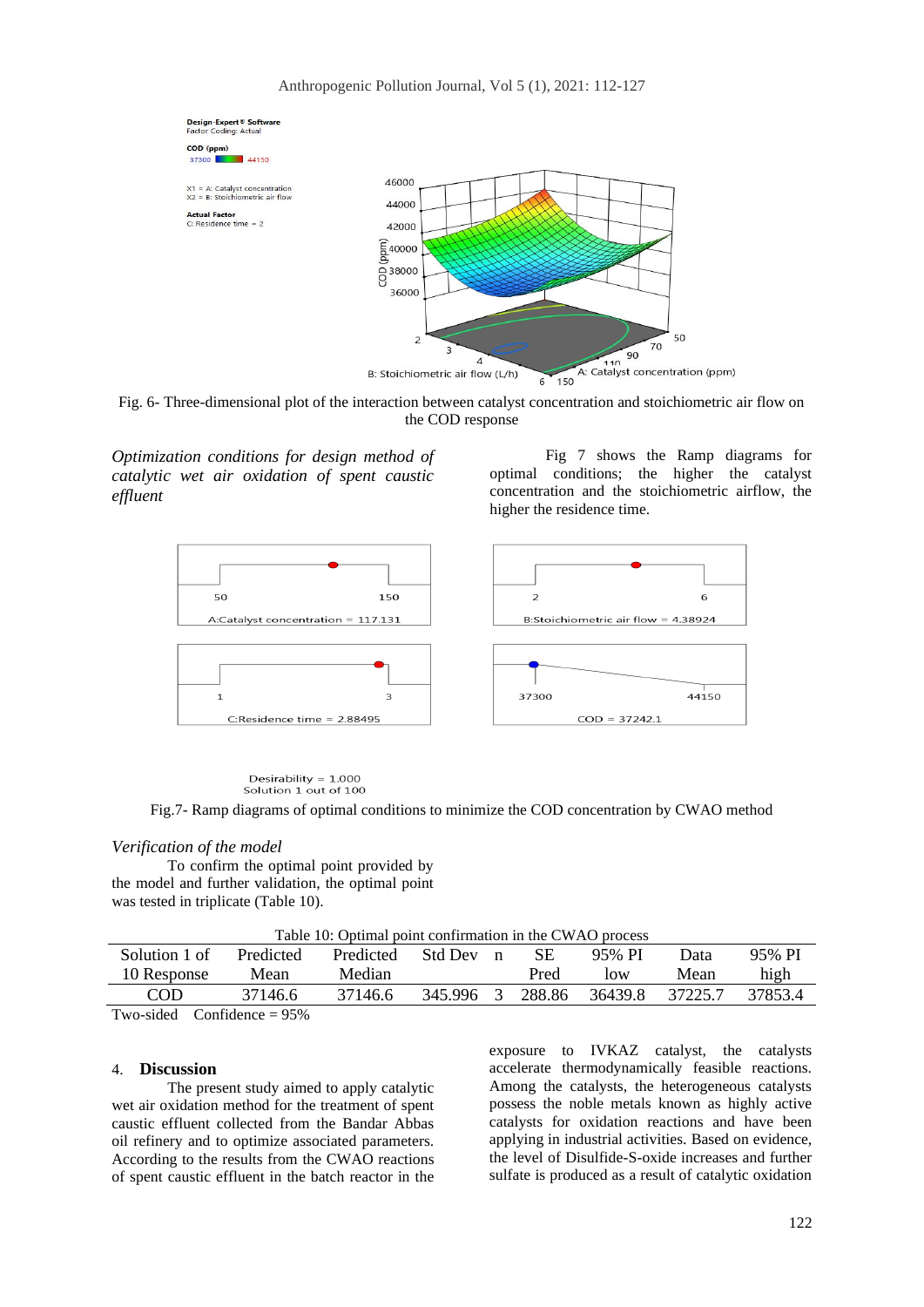Design-Expert® Software
Factor Coding: Actual

COD (ppm)
37300 44150

X1 = A: Catalyst concentration
X2 = B: Stoichiometric air flow

Actual Factor
C: Residence time = 2

46000
44000
42000
40000
38000
36000
COD (ppm)

2
3
4
B: Stoichiometric air flow (L/h)
6 150
110
90
70
50
A: Catalyst concentration (ppm)

Fig. 6- Three-dimensional plot of the interaction between catalyst concentration and stoichiometric air flow on the COD response

*Optimization conditions for design method of catalytic wet air oxidation of spent caustic effluent*

Fig 7 shows the Ramp diagrams for optimal conditions; the higher the catalyst concentration and the stoichiometric airflow, the higher the residence time.

50 150
A:Catalyst concentration = 117.131

2 6
B:Stoichiometric air flow = 4.38924

1 3
C:Residence time = 2.88495

37300 44150
COD = 37242.1

Desirability = 1.000
Solution 1 out of 100

Fig.7- Ramp diagrams of optimal conditions to minimize the COD concentration by CWAO method

*Verification of the model*

To confirm the optimal point provided by the model and further validation, the optimal point was tested in triplicate (Table 10).

Table 10: Optimal point confirmation in the CWAO process

| Solution 1 of 10 Response | Predicted Mean | Predicted Median | Std Dev | n | SE Pred | 95% PI low | Data Mean | 95% PI high |
|---|---|---|---|---|---|---|---|---|
| COD | 37146.6 | 37146.6 | 345.996 | 3 | 288.86 | 36439.8 | 37225.7 | 37853.4 |

Two-sided Confidence = 95%

## 4. Discussion

The present study aimed to apply catalytic wet air oxidation method for the treatment of spent caustic effluent collected from the Bandar Abbas oil refinery and to optimize associated parameters. According to the results from the CWAO reactions of spent caustic effluent in the batch reactor in the exposure to IVKAZ catalyst, the catalysts accelerate thermodynamically feasible reactions. Among the catalysts, the heterogeneous catalysts possess the noble metals known as highly active catalysts for oxidation reactions and have been applying in industrial activities. Based on evidence, the level of Disulfide-S-oxide increases and further sulfate is produced as a result of catalytic oxidation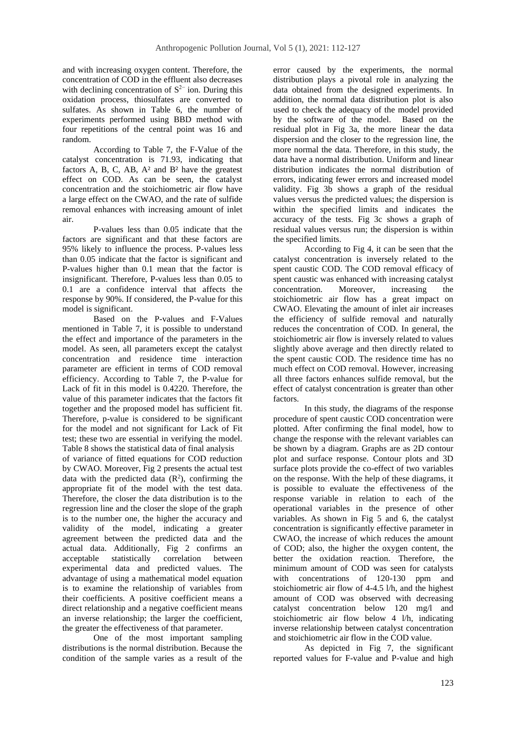and with increasing oxygen content. Therefore, the concentration of COD in the effluent also decreases with declining concentration of $S^{2-}$ ion. During this oxidation process, thiosulfates are converted to sulfates. As shown in Table 6, the number of experiments performed using BBD method with four repetitions of the central point was 16 and random.

According to Table 7, the F-Value of the catalyst concentration is 71.93, indicating that factors A, B, C, AB, $A^2$ and $B^2$ have the greatest effect on COD. As can be seen, the catalyst concentration and the stoichiometric air flow have a large effect on the CWAO, and the rate of sulfide removal enhances with increasing amount of inlet air.

P-values less than 0.05 indicate that the factors are significant and that these factors are 95% likely to influence the process. P-values less than 0.05 indicate that the factor is significant and P-values higher than 0.1 mean that the factor is insignificant. Therefore, P-values less than 0.05 to 0.1 are a confidence interval that affects the response by 90%. If considered, the P-value for this model is significant.

Based on the P-values and F-Values mentioned in Table 7, it is possible to understand the effect and importance of the parameters in the model. As seen, all parameters except the catalyst concentration and residence time interaction parameter are efficient in terms of COD removal efficiency. According to Table 7, the P-value for Lack of fit in this model is 0.4220. Therefore, the value of this parameter indicates that the factors fit together and the proposed model has sufficient fit. Therefore, p-value is considered to be significant for the model and not significant for Lack of Fit test; these two are essential in verifying the model. Table 8 shows the statistical data of final analysis of variance of fitted equations for COD reduction by CWAO. Moreover, Fig 2 presents the actual test data with the predicted data ($R^2$), confirming the appropriate fit of the model with the test data. Therefore, the closer the data distribution is to the regression line and the closer the slope of the graph is to the number one, the higher the accuracy and validity of the model, indicating a greater agreement between the predicted data and the actual data. Additionally, Fig 2 confirms an acceptable statistically correlation between experimental data and predicted values. The advantage of using a mathematical model equation is to examine the relationship of variables from their coefficients. A positive coefficient means a direct relationship and a negative coefficient means an inverse relationship; the larger the coefficient, the greater the effectiveness of that parameter.

One of the most important sampling distributions is the normal distribution. Because the condition of the sample varies as a result of the error caused by the experiments, the normal distribution plays a pivotal role in analyzing the data obtained from the designed experiments. In addition, the normal data distribution plot is also used to check the adequacy of the model provided by the software of the model. Based on the residual plot in Fig 3a, the more linear the data dispersion and the closer to the regression line, the more normal the data. Therefore, in this study, the data have a normal distribution. Uniform and linear distribution indicates the normal distribution of errors, indicating fewer errors and increased model validity. Fig 3b shows a graph of the residual values versus the predicted values; the dispersion is within the specified limits and indicates the accuracy of the tests. Fig 3c shows a graph of residual values versus run; the dispersion is within the specified limits.

According to Fig 4, it can be seen that the catalyst concentration is inversely related to the spent caustic COD. The COD removal efficacy of spent caustic was enhanced with increasing catalyst concentration. Moreover, increasing the stoichiometric air flow has a great impact on CWAO. Elevating the amount of inlet air increases the efficiency of sulfide removal and naturally reduces the concentration of COD. In general, the stoichiometric air flow is inversely related to values slightly above average and then directly related to the spent caustic COD. The residence time has no much effect on COD removal. However, increasing all three factors enhances sulfide removal, but the effect of catalyst concentration is greater than other factors.

In this study, the diagrams of the response procedure of spent caustic COD concentration were plotted. After confirming the final model, how to change the response with the relevant variables can be shown by a diagram. Graphs are as 2D contour plot and surface response. Contour plots and 3D surface plots provide the co-effect of two variables on the response. With the help of these diagrams, it is possible to evaluate the effectiveness of the response variable in relation to each of the operational variables in the presence of other variables. As shown in Fig 5 and 6, the catalyst concentration is significantly effective parameter in CWAO, the increase of which reduces the amount of COD; also, the higher the oxygen content, the better the oxidation reaction. Therefore, the minimum amount of COD was seen for catalysts with concentrations of 120-130 ppm and stoichiometric air flow of 4-4.5 l/h, and the highest amount of COD was observed with decreasing catalyst concentration below 120 mg/l and stoichiometric air flow below 4 l/h, indicating inverse relationship between catalyst concentration and stoichiometric air flow in the COD value.

As depicted in Fig 7, the significant reported values for F-value and P-value and high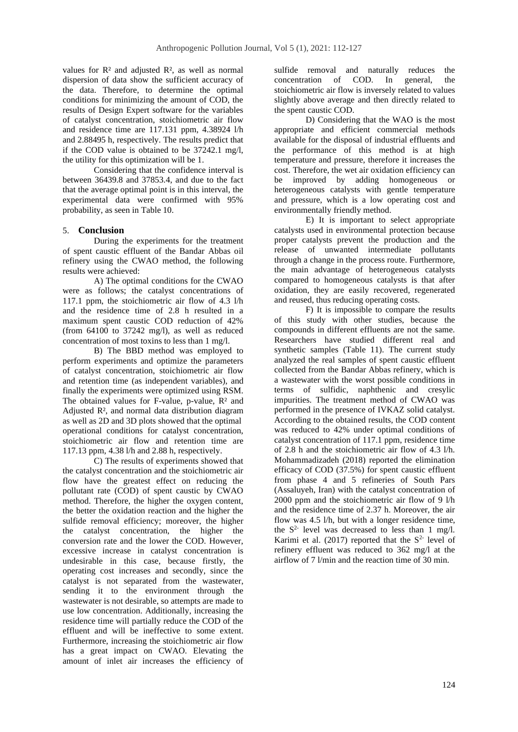values for $R^2$ and adjusted $R^2$, as well as normal dispersion of data show the sufficient accuracy of the data. Therefore, to determine the optimal conditions for minimizing the amount of COD, the results of Design Expert software for the variables of catalyst concentration, stoichiometric air flow and residence time are 117.131 ppm, 4.38924 l/h and 2.88495 h, respectively. The results predict that if the COD value is obtained to be 37242.1 mg/l, the utility for this optimization will be 1.

Considering that the confidence interval is between 36439.8 and 37853.4, and due to the fact that the average optimal point is in this interval, the experimental data were confirmed with 95% probability, as seen in Table 10.

## 5. Conclusion

During the experiments for the treatment of spent caustic effluent of the Bandar Abbas oil refinery using the CWAO method, the following results were achieved:

A) The optimal conditions for the CWAO were as follows; the catalyst concentrations of 117.1 ppm, the stoichiometric air flow of 4.3 l/h and the residence time of 2.8 h resulted in a maximum spent caustic COD reduction of 42% (from 64100 to 37242 mg/l), as well as reduced concentration of most toxins to less than 1 mg/l.

B) The BBD method was employed to perform experiments and optimize the parameters of catalyst concentration, stoichiometric air flow and retention time (as independent variables), and finally the experiments were optimized using RSM. The obtained values for F-value, p-value, $R^2$ and Adjusted $R^2$, and normal data distribution diagram as well as 2D and 3D plots showed that the optimal operational conditions for catalyst concentration, stoichiometric air flow and retention time are 117.13 ppm, 4.38 l/h and 2.88 h, respectively.

C) The results of experiments showed that the catalyst concentration and the stoichiometric air flow have the greatest effect on reducing the pollutant rate (COD) of spent caustic by CWAO method. Therefore, the higher the oxygen content, the better the oxidation reaction and the higher the sulfide removal efficiency; moreover, the higher the catalyst concentration, the higher the conversion rate and the lower the COD. However, excessive increase in catalyst concentration is undesirable in this case, because firstly, the operating cost increases and secondly, since the catalyst is not separated from the wastewater, sending it to the environment through the wastewater is not desirable, so attempts are made to use low concentration. Additionally, increasing the residence time will partially reduce the COD of the effluent and will be ineffective to some extent. Furthermore, increasing the stoichiometric air flow has a great impact on CWAO. Elevating the amount of inlet air increases the efficiency of sulfide removal and naturally reduces the concentration of COD. In general, the stoichiometric air flow is inversely related to values slightly above average and then directly related to the spent caustic COD.

D) Considering that the WAO is the most appropriate and efficient commercial methods available for the disposal of industrial effluents and the performance of this method is at high temperature and pressure, therefore it increases the cost. Therefore, the wet air oxidation efficiency can be improved by adding homogeneous or heterogeneous catalysts with gentle temperature and pressure, which is a low operating cost and environmentally friendly method.

E) It is important to select appropriate catalysts used in environmental protection because proper catalysts prevent the production and the release of unwanted intermediate pollutants through a change in the process route. Furthermore, the main advantage of heterogeneous catalysts compared to homogeneous catalysts is that after oxidation, they are easily recovered, regenerated and reused, thus reducing operating costs.

F) It is impossible to compare the results of this study with other studies, because the compounds in different effluents are not the same. Researchers have studied different real and synthetic samples (Table 11). The current study analyzed the real samples of spent caustic effluent collected from the Bandar Abbas refinery, which is a wastewater with the worst possible conditions in terms of sulfidic, naphthenic and cresylic impurities. The treatment method of CWAO was performed in the presence of IVKAZ solid catalyst. According to the obtained results, the COD content was reduced to 42% under optimal conditions of catalyst concentration of 117.1 ppm, residence time of 2.8 h and the stoichiometric air flow of 4.3 l/h. Mohammadizadeh (2018) reported the elimination efficacy of COD (37.5%) for spent caustic effluent from phase 4 and 5 refineries of South Pars (Assaluyeh, Iran) with the catalyst concentration of 2000 ppm and the stoichiometric air flow of 9 l/h and the residence time of 2.37 h. Moreover, the air flow was 4.5 l/h, but with a longer residence time, the $S^{2-}$ level was decreased to less than 1 mg/l. Karimi et al. (2017) reported that the $S^{2-}$ level of refinery effluent was reduced to 362 mg/l at the airflow of 7 l/min and the reaction time of 30 min.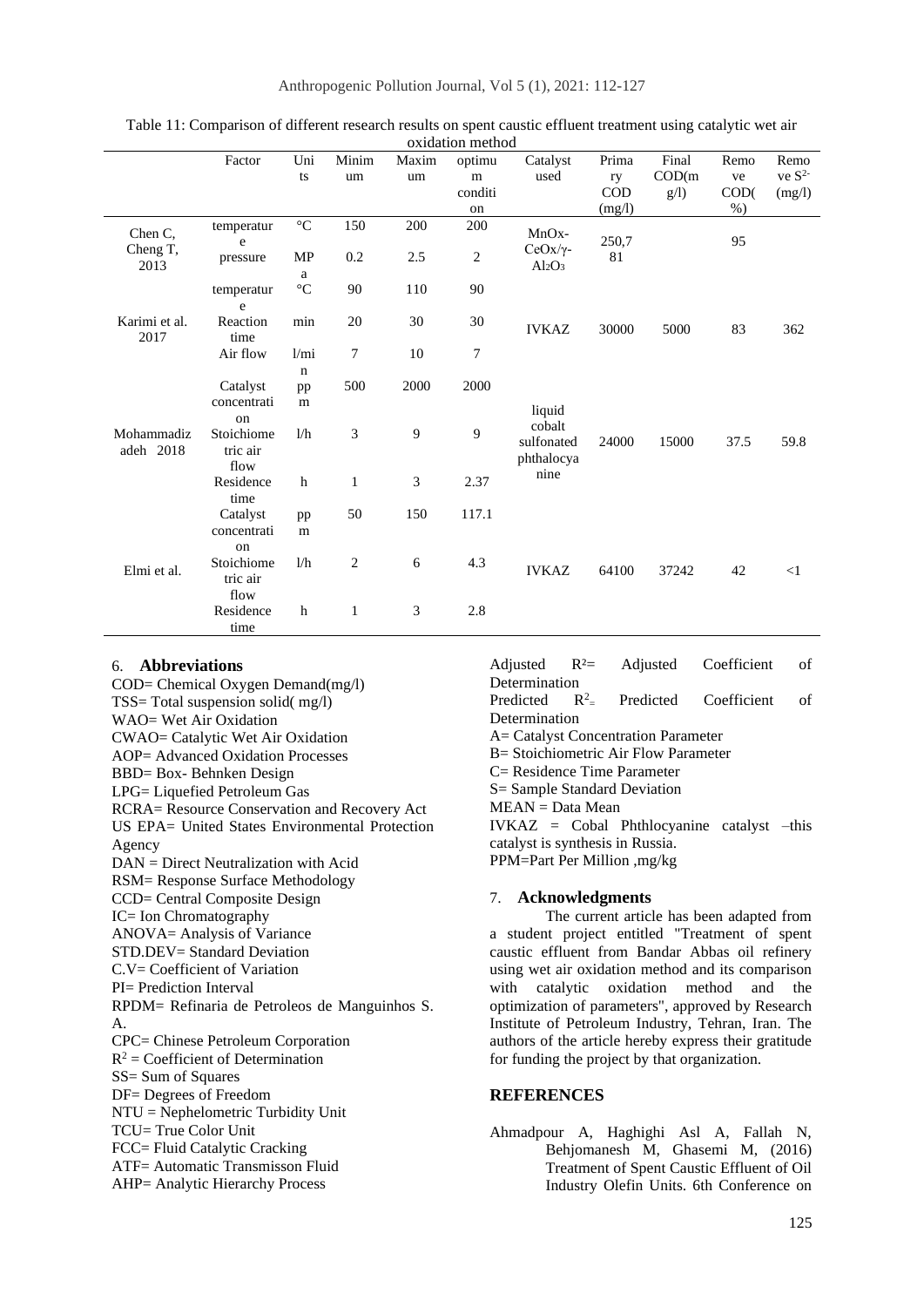Table 11: Comparison of different research results on spent caustic effluent treatment using catalytic wet air oxidation method

| | Factor | Units | Minimum | Maximum | optimum conditi on | Catalyst used | Primary COD (mg/l) | Final COD(mg/l) | Remove COD(%) | Remove $S^{2-}$ (mg/l) |
|---|---|---|---|---|---|---|---|---|---|---|
| Chen C, Cheng T, 2013 | temperature | °C | 150 | 200 | 200 | $MnO_x$-$CeO_x$/γ-$Al_2O_3$ | 250,781 | | 95 | |
| | pressure | MPa | 0.2 | 2.5 | 2 | | | | | |
| Karimi et al. 2017 | temperature | °C | 90 | 110 | 90 | IVKAZ | 30000 | 5000 | 83 | 362 |
| | Reaction time | min | 20 | 30 | 30 | | | | | |
| | Air flow | l/min | 7 | 10 | 7 | | | | | |
| Mohammadizadeh 2018 | Catalyst concentration | ppm | 500 | 2000 | 2000 | liquid cobalt sulfonated phthalocyanine | 24000 | 15000 | 37.5 | 59.8 |
| | Stoichiometric air flow | l/h | 3 | 9 | 9 | | | | | |
| | Residence time | h | 1 | 3 | 2.37 | | | | | |
| Elmi et al. | Catalyst concentration | ppm | 50 | 150 | 117.1 | IVKAZ | 64100 | 37242 | 42 | <1 |
| | Stoichiometric air flow | l/h | 2 | 6 | 4.3 | | | | | |
| | Residence time | h | 1 | 3 | 2.8 | | | | | |

## 6. Abbreviations

COD= Chemical Oxygen Demand(mg/l)
TSS= Total suspension solid( mg/l)
WAO= Wet Air Oxidation
CWAO= Catalytic Wet Air Oxidation
AOP= Advanced Oxidation Processes
BBD= Box- Behnken Design
LPG= Liquefied Petroleum Gas
RCRA= Resource Conservation and Recovery Act
US EPA= United States Environmental Protection Agency
DAN = Direct Neutralization with Acid
RSM= Response Surface Methodology
CCD= Central Composite Design
IC= Ion Chromatography
ANOVA= Analysis of Variance
STD.DEV= Standard Deviation
C.V= Coefficient of Variation
PI= Prediction Interval
RPDM= Refinaria de Petroleos de Manguinhos S. A.
CPC= Chinese Petroleum Corporation
$R^2$ = Coefficient of Determination
SS= Sum of Squares
DF= Degrees of Freedom
NTU = Nephelometric Turbidity Unit
TCU= True Color Unit
FCC= Fluid Catalytic Cracking
ATF= Automatic Transmisson Fluid
AHP= Analytic Hierarchy Process
Adjusted $R^2$= Adjusted Coefficient of Determination
Predicted $R^2$= Predicted Coefficient of Determination
A= Catalyst Concentration Parameter
B= Stoichiometric Air Flow Parameter
C= Residence Time Parameter
S= Sample Standard Deviation
MEAN = Data Mean
IVKAZ = Cobal Phthlocyanine catalyst –this catalyst is synthesis in Russia.
PPM=Part Per Million ,mg/kg

## 7. Acknowledgments

The current article has been adapted from a student project entitled "Treatment of spent caustic effluent from Bandar Abbas oil refinery using wet air oxidation method and its comparison with catalytic oxidation method and the optimization of parameters", approved by Research Institute of Petroleum Industry, Tehran, Iran. The authors of the article hereby express their gratitude for funding the project by that organization.

## REFERENCES

Ahmadpour A, Haghighi Asl A, Fallah N, Behjomanesh M, Ghasemi M, (2016) Treatment of Spent Caustic Effluent of Oil Industry Olefin Units. 6th Conference on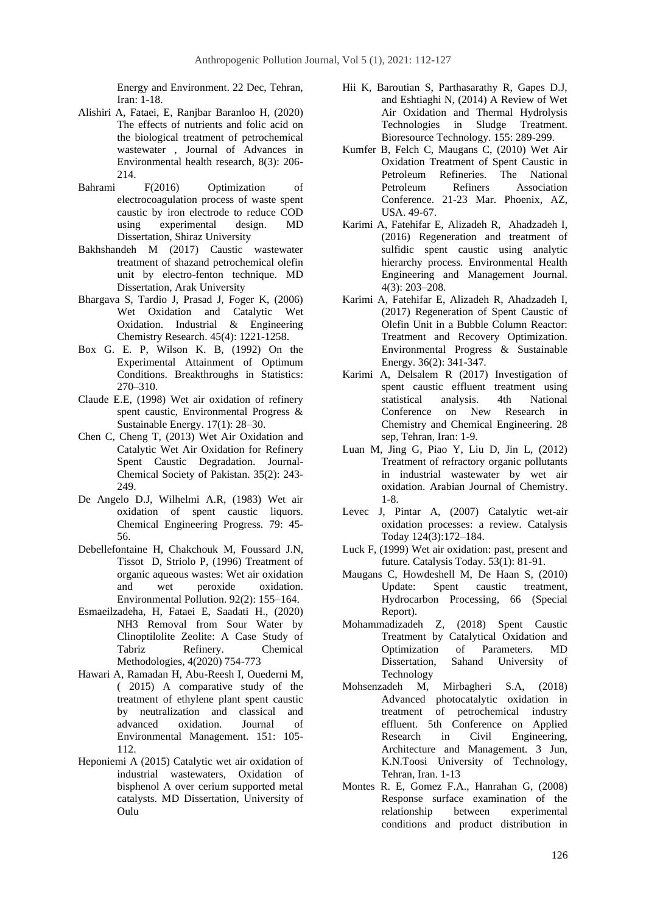Energy and Environment. 22 Dec, Tehran, Iran: 1-18.

Alishiri A, Fataei, E, Ranjbar Baranloo H, (2020) The effects of nutrients and folic acid on the biological treatment of petrochemical wastewater , Journal of Advances in Environmental health research, 8(3): 206-214.

Bahrami F(2016) Optimization of electrocoagulation process of waste spent caustic by iron electrode to reduce COD using experimental design. MD Dissertation, Shiraz University

Bakhshandeh M (2017) Caustic wastewater treatment of shazand petrochemical olefin unit by electro-fenton technique. MD Dissertation, Arak University

Bhargava S, Tardio J, Prasad J, Foger K, (2006) Wet Oxidation and Catalytic Wet Oxidation. Industrial & Engineering Chemistry Research. 45(4): 1221-1258.

Box G. E. P, Wilson K. B, (1992) On the Experimental Attainment of Optimum Conditions. Breakthroughs in Statistics: 270–310.

Claude E.E, (1998) Wet air oxidation of refinery spent caustic, Environmental Progress & Sustainable Energy. 17(1): 28–30.

Chen C, Cheng T, (2013) Wet Air Oxidation and Catalytic Wet Air Oxidation for Refinery Spent Caustic Degradation. Journal-Chemical Society of Pakistan. 35(2): 243-249.

De Angelo D.J, Wilhelmi A.R, (1983) Wet air oxidation of spent caustic liquors. Chemical Engineering Progress. 79: 45-56.

Debellefontaine H, Chakchouk M, Foussard J.N, Tissot D, Striolo P, (1996) Treatment of organic aqueous wastes: Wet air oxidation and wet peroxide oxidation. Environmental Pollution. 92(2): 155–164.

Esmaeilzadeha, H, Fataei E, Saadati H., (2020) NH3 Removal from Sour Water by Clinoptilolite Zeolite: A Case Study of Tabriz Refinery. Chemical Methodologies, 4(2020) 754-773

Hawari A, Ramadan H, Abu-Reesh I, Ouederni M, ( 2015) A comparative study of the treatment of ethylene plant spent caustic by neutralization and classical and advanced oxidation. Journal of Environmental Management. 151: 105-112.

Heponiemi A (2015) Catalytic wet air oxidation of industrial wastewaters, Oxidation of bisphenol A over cerium supported metal catalysts. MD Dissertation, University of Oulu

Hii K, Baroutian S, Parthasarathy R, Gapes D.J, and Eshtiaghi N, (2014) A Review of Wet Air Oxidation and Thermal Hydrolysis Technologies in Sludge Treatment. Bioresource Technology. 155: 289-299.

Kumfer B, Felch C, Maugans C, (2010) Wet Air Oxidation Treatment of Spent Caustic in Petroleum Refineries. The National Petroleum Refiners Association Conference. 21-23 Mar. Phoenix, AZ, USA. 49-67.

Karimi A, Fatehifar E, Alizadeh R, Ahadzadeh I, (2016) Regeneration and treatment of sulfidic spent caustic using analytic hierarchy process. Environmental Health Engineering and Management Journal. 4(3): 203–208.

Karimi A, Fatehifar E, Alizadeh R, Ahadzadeh I, (2017) Regeneration of Spent Caustic of Olefin Unit in a Bubble Column Reactor: Treatment and Recovery Optimization. Environmental Progress & Sustainable Energy. 36(2): 341-347.

Karimi A, Delsalem R (2017) Investigation of spent caustic effluent treatment using statistical analysis. 4th National Conference on New Research in Chemistry and Chemical Engineering. 28 sep, Tehran, Iran: 1-9.

Luan M, Jing G, Piao Y, Liu D, Jin L, (2012) Treatment of refractory organic pollutants in industrial wastewater by wet air oxidation. Arabian Journal of Chemistry. 1-8.

Levec J, Pintar A, (2007) Catalytic wet-air oxidation processes: a review. Catalysis Today 124(3):172–184.

Luck F, (1999) Wet air oxidation: past, present and future. Catalysis Today. 53(1): 81-91.

Maugans C, Howdeshell M, De Haan S, (2010) Update: Spent caustic treatment, Hydrocarbon Processing, 66 (Special Report).

Mohammadizadeh Z, (2018) Spent Caustic Treatment by Catalytical Oxidation and Optimization of Parameters. MD Dissertation, Sahand University of Technology

Mohsenzadeh M, Mirbagheri S.A, (2018) Advanced photocatalytic oxidation in treatment of petrochemical industry effluent. 5th Conference on Applied Research in Civil Engineering, Architecture and Management. 3 Jun, K.N.Toosi University of Technology, Tehran, Iran. 1-13

Montes R. E, Gomez F.A., Hanrahan G, (2008) Response surface examination of the relationship between experimental conditions and product distribution in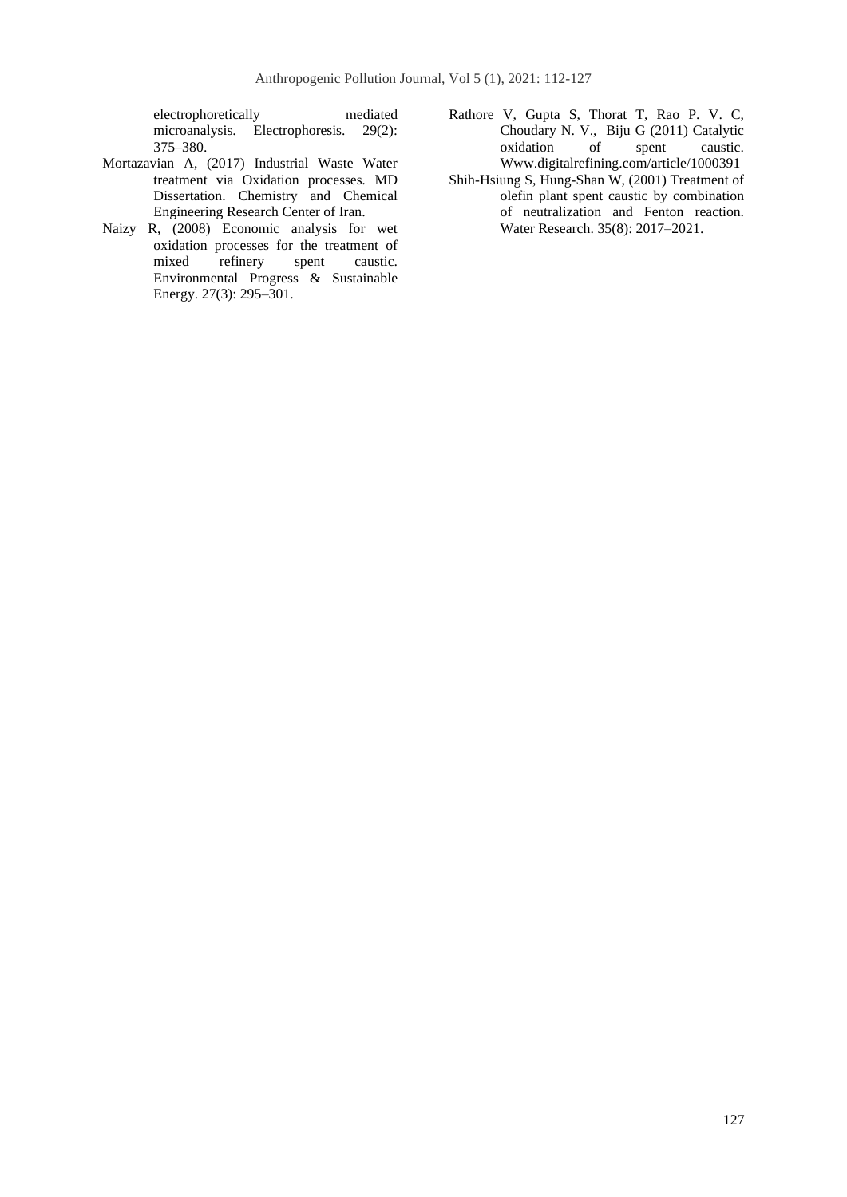electrophoretically mediated microanalysis. Electrophoresis. 29(2): 375–380.

Mortazavian A, (2017) Industrial Waste Water treatment via Oxidation processes. MD Dissertation. Chemistry and Chemical Engineering Research Center of Iran.

Naizy R, (2008) Economic analysis for wet oxidation processes for the treatment of mixed refinery spent caustic. Environmental Progress & Sustainable Energy. 27(3): 295–301.

Rathore V, Gupta S, Thorat T, Rao P. V. C, Choudary N. V., Biju G (2011) Catalytic oxidation of spent caustic. Www.digitalrefining.com/article/1000391

Shih-Hsiung S, Hung-Shan W, (2001) Treatment of olefin plant spent caustic by combination of neutralization and Fenton reaction. Water Research. 35(8): 2017–2021.